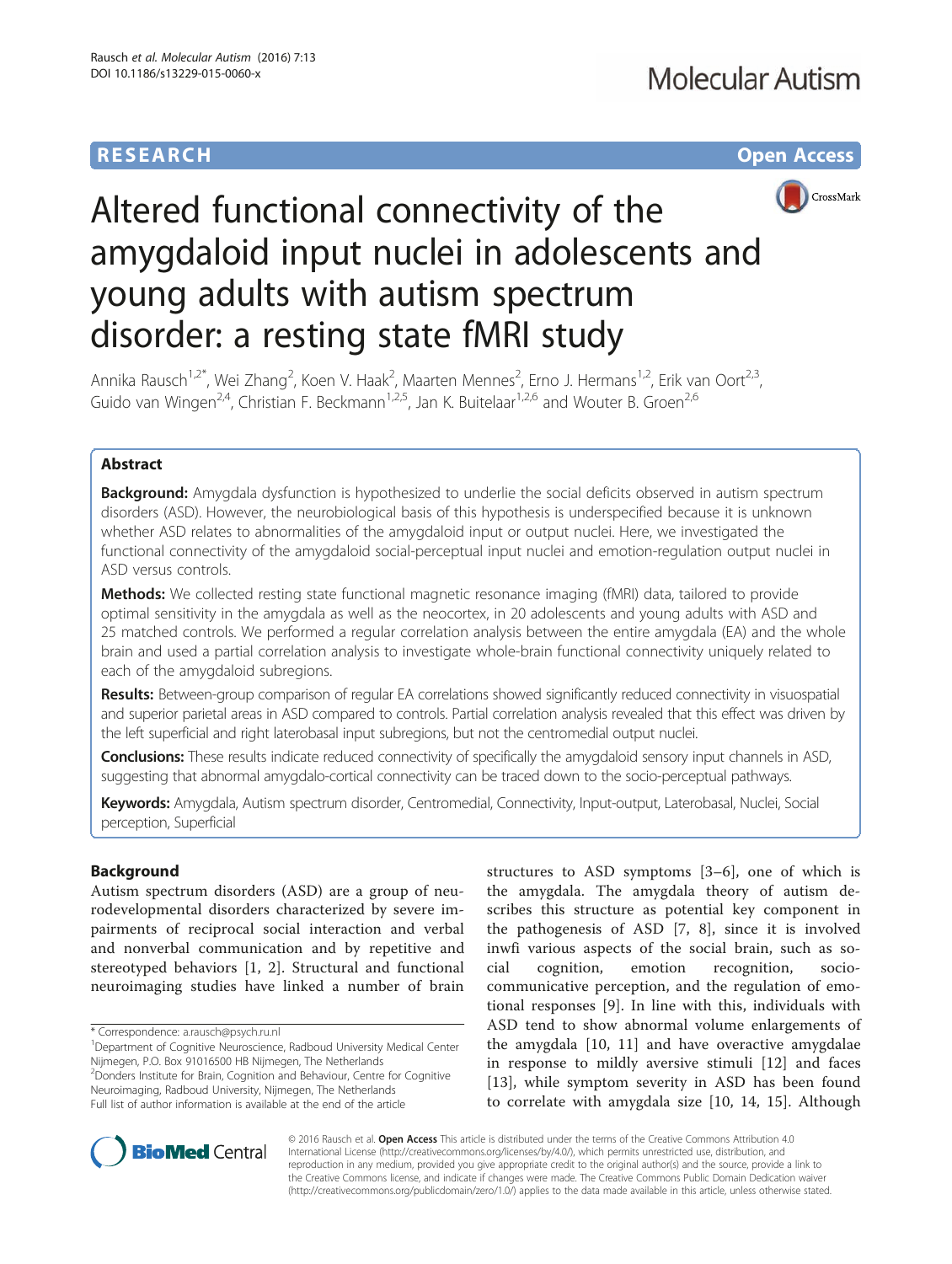RESEARCH Open Access

# Altered functional connectivity of the amygdaloid input nuclei in adolescents and young adults with autism spectrum disorder: a resting state fMRI study

Annika Rausch[1,2*], Wei Zhang[2], Koen V. Haak[2], Maarten Mennes[2], Erno J. Hermans[1,2], Erik van Oort[2,3], Guido van Wingen[2,4], Christian F. Beckmann[1,2,5], Jan K. Buitelaar[1,2,6] and Wouter B. Groen[2,6]

## Abstract

**Background:** Amygdala dysfunction is hypothesized to underlie the social deficits observed in autism spectrum disorders (ASD). However, the neurobiological basis of this hypothesis is underspecified because it is unknown whether ASD relates to abnormalities of the amygdaloid input or output nuclei. Here, we investigated the functional connectivity of the amygdaloid social-perceptual input nuclei and emotion-regulation output nuclei in ASD versus controls.

**Methods:** We collected resting state functional magnetic resonance imaging (fMRI) data, tailored to provide optimal sensitivity in the amygdala as well as the neocortex, in 20 adolescents and young adults with ASD and 25 matched controls. We performed a regular correlation analysis between the entire amygdala (EA) and the whole brain and used a partial correlation analysis to investigate whole-brain functional connectivity uniquely related to each of the amygdaloid subregions.

**Results:** Between-group comparison of regular EA correlations showed significantly reduced connectivity in visuospatial and superior parietal areas in ASD compared to controls. Partial correlation analysis revealed that this effect was driven by the left superficial and right laterobasal input subregions, but not the centromedial output nuclei.

**Conclusions:** These results indicate reduced connectivity of specifically the amygdaloid sensory input channels in ASD, suggesting that abnormal amygdalo-cortical connectivity can be traced down to the socio-perceptual pathways.

**Keywords:** Amygdala, Autism spectrum disorder, Centromedial, Connectivity, Input-output, Laterobasal, Nuclei, Social perception, Superficial

## Background

Autism spectrum disorders (ASD) are a group of neurodevelopmental disorders characterized by severe impairments of reciprocal social interaction and verbal and nonverbal communication and by repetitive and stereotyped behaviors [1, 2]. Structural and functional neuroimaging studies have linked a number of brain structures to ASD symptoms [3–6], one of which is the amygdala. The amygdala theory of autism describes this structure as potential key component in the pathogenesis of ASD [7, 8], since it is involved inwfi various aspects of the social brain, such as social cognition, emotion recognition, socio-communicative perception, and the regulation of emotional responses [9]. In line with this, individuals with ASD tend to show abnormal volume enlargements of the amygdala [10, 11] and have overactive amygdalae in response to mildly aversive stimuli [12] and faces [13], while symptom severity in ASD has been found to correlate with amygdala size [10, 14, 15]. Although

* Correspondence: a.rausch@psych.ru.nl
[1]Department of Cognitive Neuroscience, Radboud University Medical Center Nijmegen, P.O. Box 91016500 HB Nijmegen, The Netherlands
[2]Donders Institute for Brain, Cognition and Behaviour, Centre for Cognitive Neuroimaging, Radboud University, Nijmegen, The Netherlands
Full list of author information is available at the end of the article

© 2016 Rausch et al. **Open Access** This article is distributed under the terms of the Creative Commons Attribution 4.0 International License (http://creativecommons.org/licenses/by/4.0/), which permits unrestricted use, distribution, and reproduction in any medium, provided you give appropriate credit to the original author(s) and the source, provide a link to the Creative Commons license, and indicate if changes were made. The Creative Commons Public Domain Dedication waiver (http://creativecommons.org/publicdomain/zero/1.0/) applies to the data made available in this article, unless otherwise stated.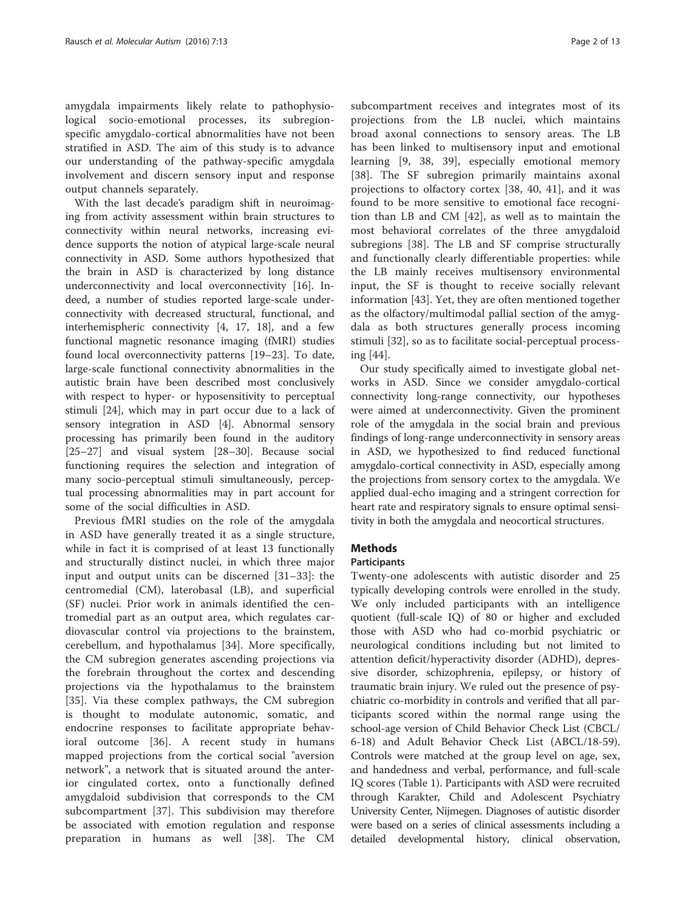amygdala impairments likely relate to pathophysiological socio-emotional processes, its subregion-specific amygdalo-cortical abnormalities have not been stratified in ASD. The aim of this study is to advance our understanding of the pathway-specific amygdala involvement and discern sensory input and response output channels separately.

With the last decade's paradigm shift in neuroimaging from activity assessment within brain structures to connectivity within neural networks, increasing evidence supports the notion of atypical large-scale neural connectivity in ASD. Some authors hypothesized that the brain in ASD is characterized by long distance underconnectivity and local overconnectivity [16]. Indeed, a number of studies reported large-scale underconnectivity with decreased structural, functional, and interhemispheric connectivity [4, 17, 18], and a few functional magnetic resonance imaging (fMRI) studies found local overconnectivity patterns [19–23]. To date, large-scale functional connectivity abnormalities in the autistic brain have been described most conclusively with respect to hyper- or hyposensitivity to perceptual stimuli [24], which may in part occur due to a lack of sensory integration in ASD [4]. Abnormal sensory processing has primarily been found in the auditory [25–27] and visual system [28–30]. Because social functioning requires the selection and integration of many socio-perceptual stimuli simultaneously, perceptual processing abnormalities may in part account for some of the social difficulties in ASD.

Previous fMRI studies on the role of the amygdala in ASD have generally treated it as a single structure, while in fact it is comprised of at least 13 functionally and structurally distinct nuclei, in which three major input and output units can be discerned [31–33]: the centromedial (CM), laterobasal (LB), and superficial (SF) nuclei. Prior work in animals identified the centromedial part as an output area, which regulates cardiovascular control via projections to the brainstem, cerebellum, and hypothalamus [34]. More specifically, the CM subregion generates ascending projections via the forebrain throughout the cortex and descending projections via the hypothalamus to the brainstem [35]. Via these complex pathways, the CM subregion is thought to modulate autonomic, somatic, and endocrine responses to facilitate appropriate behavioral outcome [36]. A recent study in humans mapped projections from the cortical social "aversion network", a network that is situated around the anterior cingulated cortex, onto a functionally defined amygdaloid subdivision that corresponds to the CM subcompartment [37]. This subdivision may therefore be associated with emotion regulation and response preparation in humans as well [38]. The CM subcompartment receives and integrates most of its projections from the LB nuclei, which maintains broad axonal connections to sensory areas. The LB has been linked to multisensory input and emotional learning [9, 38, 39], especially emotional memory [38]. The SF subregion primarily maintains axonal projections to olfactory cortex [38, 40, 41], and it was found to be more sensitive to emotional face recognition than LB and CM [42], as well as to maintain the most behavioral correlates of the three amygdaloid subregions [38]. The LB and SF comprise structurally and functionally clearly differentiable properties: while the LB mainly receives multisensory environmental input, the SF is thought to receive socially relevant information [43]. Yet, they are often mentioned together as the olfactory/multimodal pallial section of the amygdala as both structures generally process incoming stimuli [32], so as to facilitate social-perceptual processing [44].

Our study specifically aimed to investigate global networks in ASD. Since we consider amygdalo-cortical connectivity long-range connectivity, our hypotheses were aimed at underconnectivity. Given the prominent role of the amygdala in the social brain and previous findings of long-range underconnectivity in sensory areas in ASD, we hypothesized to find reduced functional amygdalo-cortical connectivity in ASD, especially among the projections from sensory cortex to the amygdala. We applied dual-echo imaging and a stringent correction for heart rate and respiratory signals to ensure optimal sensitivity in both the amygdala and neocortical structures.

## Methods

### Participants

Twenty-one adolescents with autistic disorder and 25 typically developing controls were enrolled in the study. We only included participants with an intelligence quotient (full-scale IQ) of 80 or higher and excluded those with ASD who had co-morbid psychiatric or neurological conditions including but not limited to attention deficit/hyperactivity disorder (ADHD), depressive disorder, schizophrenia, epilepsy, or history of traumatic brain injury. We ruled out the presence of psychiatric co-morbidity in controls and verified that all participants scored within the normal range using the school-age version of Child Behavior Check List (CBCL/6-18) and Adult Behavior Check List (ABCL/18-59). Controls were matched at the group level on age, sex, and handedness and verbal, performance, and full-scale IQ scores (Table 1). Participants with ASD were recruited through Karakter, Child and Adolescent Psychiatry University Center, Nijmegen. Diagnoses of autistic disorder were based on a series of clinical assessments including a detailed developmental history, clinical observation,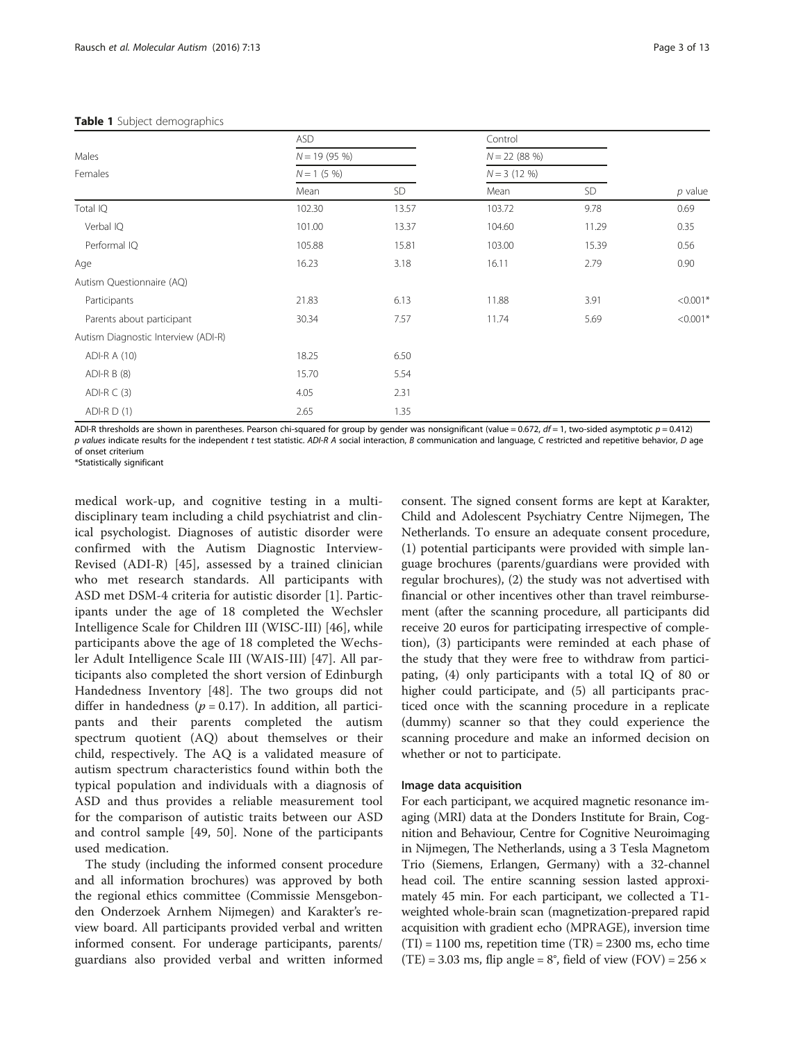**Table 1** Subject demographics

| | ASD | | Control | | |
|---|---|---|---|---|---|
| Males | $N = 19$ (95 %) | | $N = 22$ (88 %) | | |
| Females | $N = 1$ (5 %) | | $N = 3$ (12 %) | | |
| | Mean | SD | Mean | SD | *p* value |
| Total IQ | 102.30 | 13.57 | 103.72 | 9.78 | 0.69 |
| Verbal IQ | 101.00 | 13.37 | 104.60 | 11.29 | 0.35 |
| Performal IQ | 105.88 | 15.81 | 103.00 | 15.39 | 0.56 |
| Age | 16.23 | 3.18 | 16.11 | 2.79 | 0.90 |
| Autism Questionnaire (AQ) | | | | | |
| Participants | 21.83 | 6.13 | 11.88 | 3.91 | <0.001* |
| Parents about participant | 30.34 | 7.57 | 11.74 | 5.69 | <0.001* |
| Autism Diagnostic Interview (ADI-R) | | | | | |
| ADI-R A (10) | 18.25 | 6.50 | | | |
| ADI-R B (8) | 15.70 | 5.54 | | | |
| ADI-R C (3) | 4.05 | 2.31 | | | |
| ADI-R D (1) | 2.65 | 1.35 | | | |

ADI-R thresholds are shown in parentheses. Pearson chi-squared for group by gender was nonsignificant (value = 0.672, $df = 1$, two-sided asymptotic $p = 0.412$)
*p values* indicate results for the independent *t* test statistic. *ADI-R A* social interaction, *B* communication and language, *C* restricted and repetitive behavior, *D* age of onset criterium
*Statistically significant

medical work-up, and cognitive testing in a multidisciplinary team including a child psychiatrist and clinical psychologist. Diagnoses of autistic disorder were confirmed with the Autism Diagnostic Interview-Revised (ADI-R) [45], assessed by a trained clinician who met research standards. All participants with ASD met DSM-4 criteria for autistic disorder [1]. Participants under the age of 18 completed the Wechsler Intelligence Scale for Children III (WISC-III) [46], while participants above the age of 18 completed the Wechsler Adult Intelligence Scale III (WAIS-III) [47]. All participants also completed the short version of Edinburgh Handedness Inventory [48]. The two groups did not differ in handedness ($p = 0.17$). In addition, all participants and their parents completed the autism spectrum quotient (AQ) about themselves or their child, respectively. The AQ is a validated measure of autism spectrum characteristics found within both the typical population and individuals with a diagnosis of ASD and thus provides a reliable measurement tool for the comparison of autistic traits between our ASD and control sample [49, 50]. None of the participants used medication.

The study (including the informed consent procedure and all information brochures) was approved by both the regional ethics committee (Commissie Mensgebonden Onderzoek Arnhem Nijmegen) and Karakter's review board. All participants provided verbal and written informed consent. For underage participants, parents/guardians also provided verbal and written informed consent. The signed consent forms are kept at Karakter, Child and Adolescent Psychiatry Centre Nijmegen, The Netherlands. To ensure an adequate consent procedure, (1) potential participants were provided with simple language brochures (parents/guardians were provided with regular brochures), (2) the study was not advertised with financial or other incentives other than travel reimbursement (after the scanning procedure, all participants did receive 20 euros for participating irrespective of completion), (3) participants were reminded at each phase of the study that they were free to withdraw from participating, (4) only participants with a total IQ of 80 or higher could participate, and (5) all participants practiced once with the scanning procedure in a replicate (dummy) scanner so that they could experience the scanning procedure and make an informed decision on whether or not to participate.

### Image data acquisition

For each participant, we acquired magnetic resonance imaging (MRI) data at the Donders Institute for Brain, Cognition and Behaviour, Centre for Cognitive Neuroimaging in Nijmegen, The Netherlands, using a 3 Tesla Magnetom Trio (Siemens, Erlangen, Germany) with a 32-channel head coil. The entire scanning session lasted approximately 45 min. For each participant, we collected a T1-weighted whole-brain scan (magnetization-prepared rapid acquisition with gradient echo (MPRAGE), inversion time (TI) = 1100 ms, repetition time (TR) = 2300 ms, echo time (TE) = 3.03 ms, flip angle = 8°, field of view (FOV) = 256 ×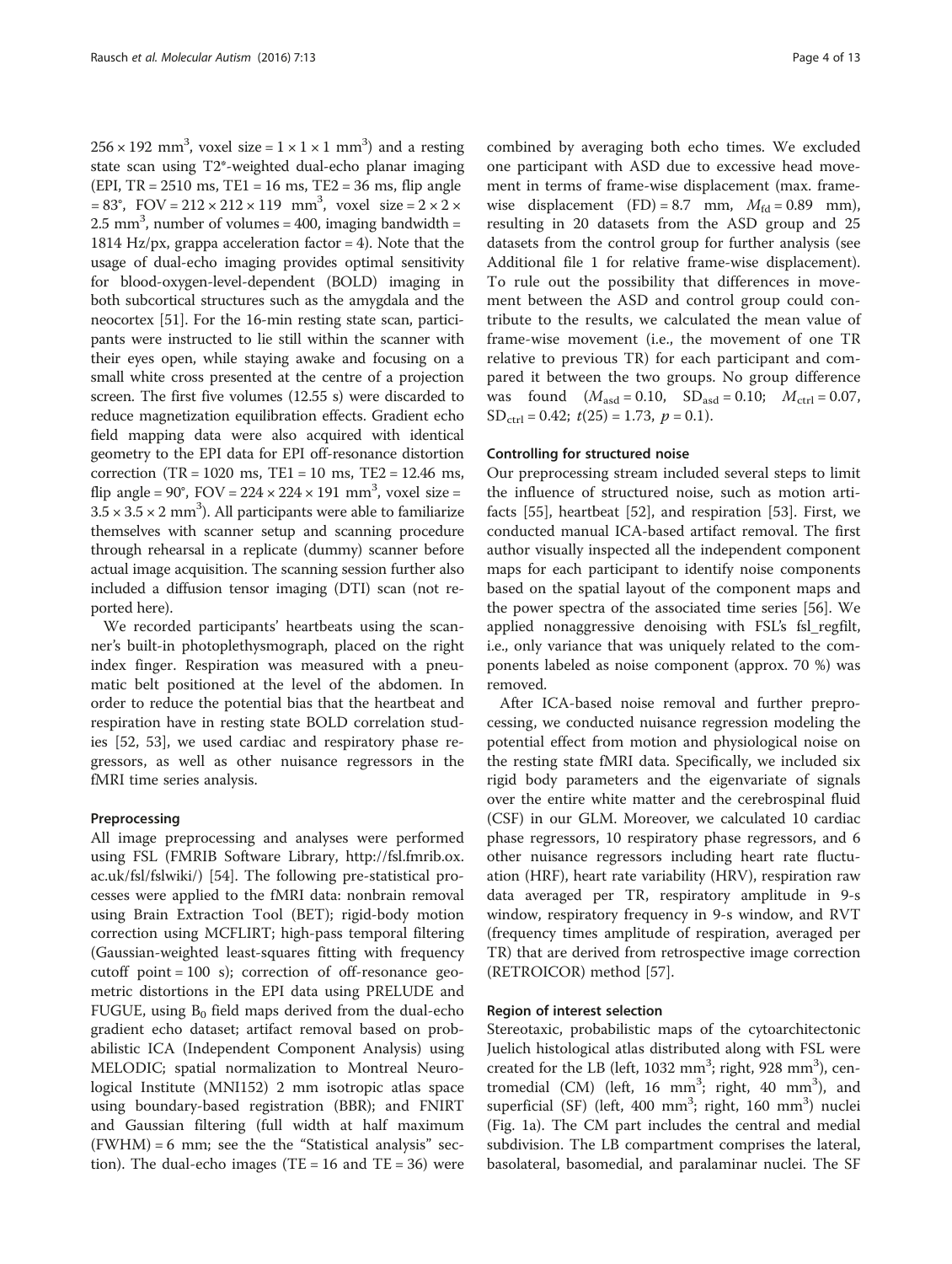$256 \times 192$ mm$^3$, voxel size = $1 \times 1 \times 1$ mm$^3$) and a resting state scan using T2*-weighted dual-echo planar imaging (EPI, TR = 2510 ms, TE1 = 16 ms, TE2 = 36 ms, flip angle = 83°, FOV = $212 \times 212 \times 119$ mm$^3$, voxel size = $2 \times 2 \times 2.5$ mm$^3$, number of volumes = 400, imaging bandwidth = 1814 Hz/px, grappa acceleration factor = 4). Note that the usage of dual-echo imaging provides optimal sensitivity for blood-oxygen-level-dependent (BOLD) imaging in both subcortical structures such as the amygdala and the neocortex [51]. For the 16-min resting state scan, participants were instructed to lie still within the scanner with their eyes open, while staying awake and focusing on a small white cross presented at the centre of a projection screen. The first five volumes (12.55 s) were discarded to reduce magnetization equilibration effects. Gradient echo field mapping data were also acquired with identical geometry to the EPI data for EPI off-resonance distortion correction (TR = 1020 ms, TE1 = 10 ms, TE2 = 12.46 ms, flip angle = 90°, FOV = $224 \times 224 \times 191$ mm$^3$, voxel size = $3.5 \times 3.5 \times 2$ mm$^3$). All participants were able to familiarize themselves with scanner setup and scanning procedure through rehearsal in a replicate (dummy) scanner before actual image acquisition. The scanning session further also included a diffusion tensor imaging (DTI) scan (not reported here).

We recorded participants' heartbeats using the scanner's built-in photoplethysmograph, placed on the right index finger. Respiration was measured with a pneumatic belt positioned at the level of the abdomen. In order to reduce the potential bias that the heartbeat and respiration have in resting state BOLD correlation studies [52, 53], we used cardiac and respiratory phase regressors, as well as other nuisance regressors in the fMRI time series analysis.

#### Preprocessing

All image preprocessing and analyses were performed using FSL (FMRIB Software Library, http://fsl.fmrib.ox.ac.uk/fsl/fslwiki/) [54]. The following pre-statistical processes were applied to the fMRI data: nonbrain removal using Brain Extraction Tool (BET); rigid-body motion correction using MCFLIRT; high-pass temporal filtering (Gaussian-weighted least-squares fitting with frequency cutoff point = 100 s); correction of off-resonance geometric distortions in the EPI data using PRELUDE and FUGUE, using $B_0$ field maps derived from the dual-echo gradient echo dataset; artifact removal based on probabilistic ICA (Independent Component Analysis) using MELODIC; spatial normalization to Montreal Neurological Institute (MNI152) 2 mm isotropic atlas space using boundary-based registration (BBR); and FNIRT and Gaussian filtering (full width at half maximum (FWHM) = 6 mm; see the the "Statistical analysis" section). The dual-echo images (TE = 16 and TE = 36) were combined by averaging both echo times. We excluded one participant with ASD due to excessive head movement in terms of frame-wise displacement (max. frame-wise displacement (FD) = 8.7 mm, $M_{fd} = 0.89$ mm), resulting in 20 datasets from the ASD group and 25 datasets from the control group for further analysis (see Additional file 1 for relative frame-wise displacement). To rule out the possibility that differences in movement between the ASD and control group could contribute to the results, we calculated the mean value of frame-wise movement (i.e., the movement of one TR relative to previous TR) for each participant and compared it between the two groups. No group difference was found ($M_{asd} = 0.10$, $SD_{asd} = 0.10$; $M_{ctrl} = 0.07$, $SD_{ctrl} = 0.42$; $t(25) = 1.73$, $p = 0.1$).

#### Controlling for structured noise

Our preprocessing stream included several steps to limit the influence of structured noise, such as motion artifacts [55], heartbeat [52], and respiration [53]. First, we conducted manual ICA-based artifact removal. The first author visually inspected all the independent component maps for each participant to identify noise components based on the spatial layout of the component maps and the power spectra of the associated time series [56]. We applied nonaggressive denoising with FSL's fsl_regfilt, i.e., only variance that was uniquely related to the components labeled as noise component (approx. 70 %) was removed.

After ICA-based noise removal and further preprocessing, we conducted nuisance regression modeling the potential effect from motion and physiological noise on the resting state fMRI data. Specifically, we included six rigid body parameters and the eigenvariate of signals over the entire white matter and the cerebrospinal fluid (CSF) in our GLM. Moreover, we calculated 10 cardiac phase regressors, 10 respiratory phase regressors, and 6 other nuisance regressors including heart rate fluctuation (HRF), heart rate variability (HRV), respiration raw data averaged per TR, respiratory amplitude in 9-s window, respiratory frequency in 9-s window, and RVT (frequency times amplitude of respiration, averaged per TR) that are derived from retrospective image correction (RETROICOR) method [57].

#### Region of interest selection

Stereotaxic, probabilistic maps of the cytoarchitectonic Juelich histological atlas distributed along with FSL were created for the LB (left, 1032 mm$^3$; right, 928 mm$^3$), centromedial (CM) (left, 16 mm$^3$; right, 40 mm$^3$), and superficial (SF) (left, 400 mm$^3$; right, 160 mm$^3$) nuclei (Fig. 1a). The CM part includes the central and medial subdivision. The LB compartment comprises the lateral, basolateral, basomedial, and paralaminar nuclei. The SF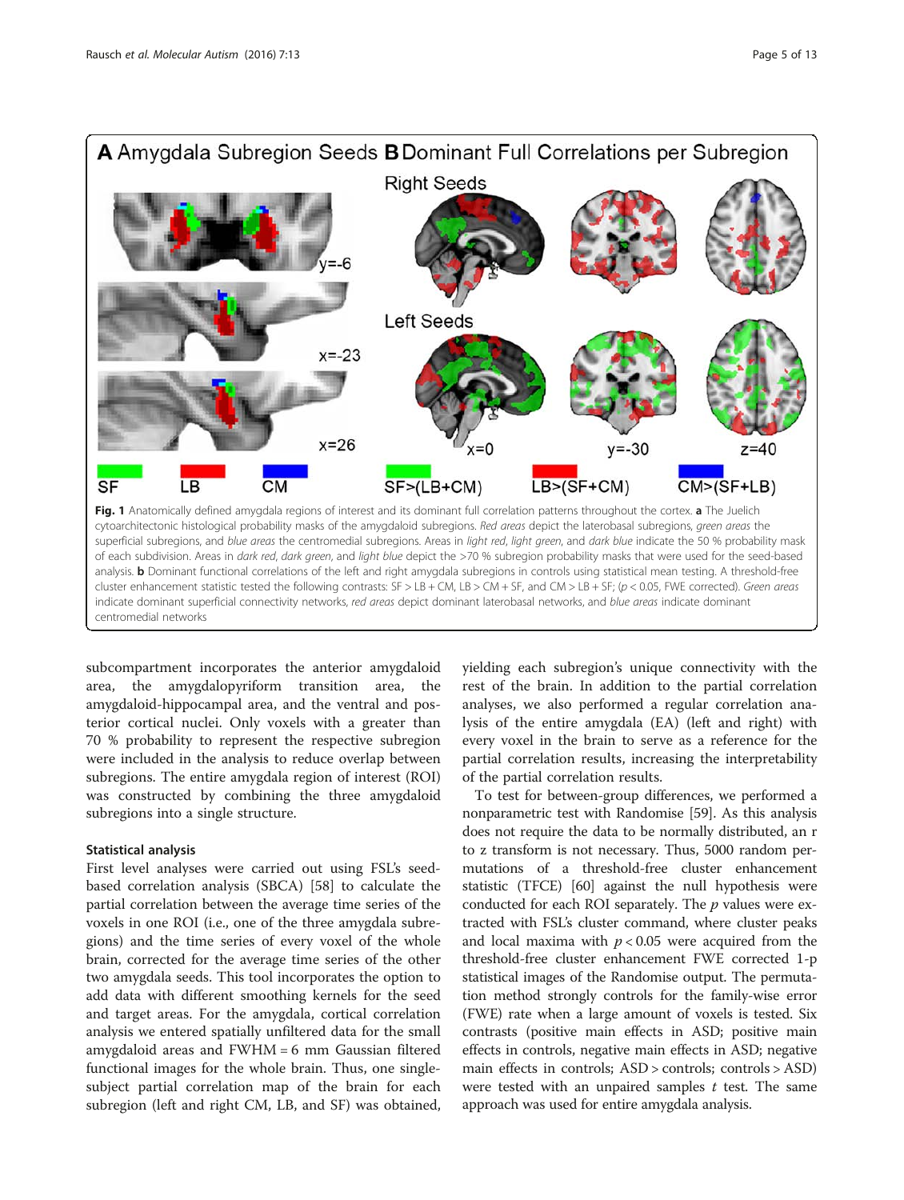Fig. 1 Anatomically defined amygdala regions of interest and its dominant full correlation patterns throughout the cortex. **a** The Juelich cytoarchitectonic histological probability masks of the amygdaloid subregions. *Red areas* depict the laterobasal subregions, *green areas* the superficial subregions, and *blue areas* the centromedial subregions. Areas in *light red*, *light green*, and *dark blue* indicate the 50 % probability mask of each subdivision. Areas in *dark red*, *dark green*, and *light blue* depict the >70 % subregion probability masks that were used for the seed-based analysis. **b** Dominant functional correlations of the left and right amygdala subregions in controls using statistical mean testing. A threshold-free cluster enhancement statistic tested the following contrasts: SF > LB + CM, LB > CM + SF, and CM > LB + SF; ($p < 0.05$, FWE corrected). *Green areas* indicate dominant superficial connectivity networks, *red areas* depict dominant laterobasal networks, and *blue areas* indicate dominant centromedial networks

subcompartment incorporates the anterior amygdaloid area, the amygdalopyriform transition area, the amygdaloid-hippocampal area, and the ventral and posterior cortical nuclei. Only voxels with a greater than 70 % probability to represent the respective subregion were included in the analysis to reduce overlap between subregions. The entire amygdala region of interest (ROI) was constructed by combining the three amygdaloid subregions into a single structure.

### Statistical analysis

First level analyses were carried out using FSL's seed-based correlation analysis (SBCA) [58] to calculate the partial correlation between the average time series of the voxels in one ROI (i.e., one of the three amygdala subregions) and the time series of every voxel of the whole brain, corrected for the average time series of the other two amygdala seeds. This tool incorporates the option to add data with different smoothing kernels for the seed and target areas. For the amygdala, cortical correlation analysis we entered spatially unfiltered data for the small amygdaloid areas and FWHM = 6 mm Gaussian filtered functional images for the whole brain. Thus, one single-subject partial correlation map of the brain for each subregion (left and right CM, LB, and SF) was obtained, yielding each subregion's unique connectivity with the rest of the brain. In addition to the partial correlation analyses, we also performed a regular correlation analysis of the entire amygdala (EA) (left and right) with every voxel in the brain to serve as a reference for the partial correlation results, increasing the interpretability of the partial correlation results.

To test for between-group differences, we performed a nonparametric test with Randomise [59]. As this analysis does not require the data to be normally distributed, an r to z transform is not necessary. Thus, 5000 random permutations of a threshold-free cluster enhancement statistic (TFCE) [60] against the null hypothesis were conducted for each ROI separately. The $p$ values were extracted with FSL's cluster command, where cluster peaks and local maxima with $p < 0.05$ were acquired from the threshold-free cluster enhancement FWE corrected 1-p statistical images of the Randomise output. The permutation method strongly controls for the family-wise error (FWE) rate when a large amount of voxels is tested. Six contrasts (positive main effects in ASD; positive main effects in controls, negative main effects in ASD; negative main effects in controls; ASD > controls; controls > ASD) were tested with an unpaired samples $t$ test. The same approach was used for entire amygdala analysis.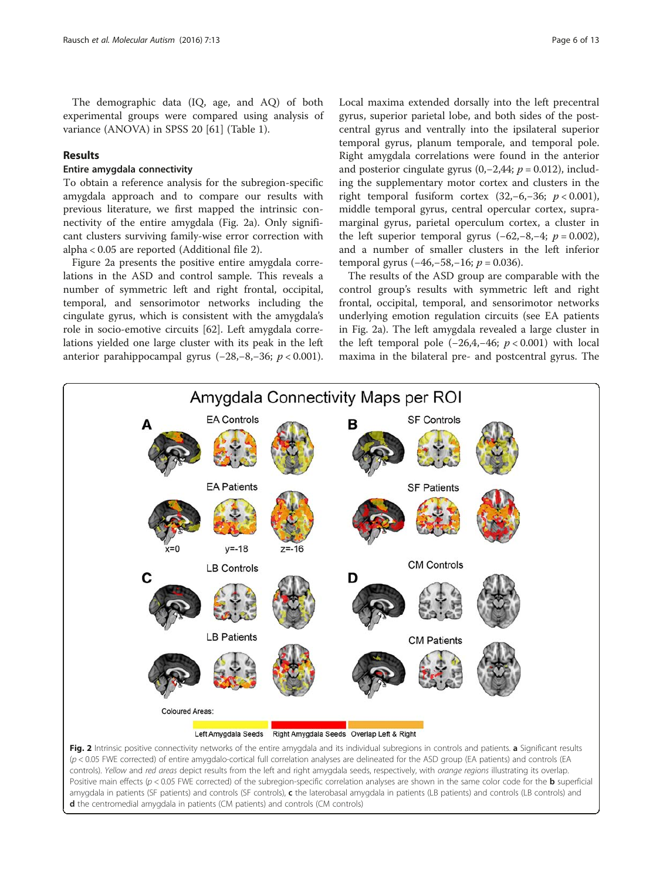The demographic data (IQ, age, and AQ) of both experimental groups were compared using analysis of variance (ANOVA) in SPSS 20 [61] (Table 1).

## Results

### Entire amygdala connectivity

To obtain a reference analysis for the subregion-specific amygdala approach and to compare our results with previous literature, we first mapped the intrinsic connectivity of the entire amygdala (Fig. 2a). Only significant clusters surviving family-wise error correction with alpha < 0.05 are reported (Additional file 2).

Figure 2a presents the positive entire amygdala correlations in the ASD and control sample. This reveals a number of symmetric left and right frontal, occipital, temporal, and sensorimotor networks including the cingulate gyrus, which is consistent with the amygdala's role in socio-emotive circuits [62]. Left amygdala correlations yielded one large cluster with its peak in the left anterior parahippocampal gyrus (−28,−8,−36; $p < 0.001$). Local maxima extended dorsally into the left precentral gyrus, superior parietal lobe, and both sides of the postcentral gyrus and ventrally into the ipsilateral superior temporal gyrus, planum temporale, and temporal pole. Right amygdala correlations were found in the anterior and posterior cingulate gyrus (0,−2,44; $p = 0.012$), including the supplementary motor cortex and clusters in the right temporal fusiform cortex (32,−6,−36; $p < 0.001$), middle temporal gyrus, central opercular cortex, supramarginal gyrus, parietal operculum cortex, a cluster in the left superior temporal gyrus (−62,−8,−4; $p = 0.002$), and a number of smaller clusters in the left inferior temporal gyrus (−46,−58,−16; $p = 0.036$).

The results of the ASD group are comparable with the control group's results with symmetric left and right frontal, occipital, temporal, and sensorimotor networks underlying emotion regulation circuits (see EA patients in Fig. 2a). The left amygdala revealed a large cluster in the left temporal pole (−26,4,−46; $p < 0.001$) with local maxima in the bilateral pre- and postcentral gyrus. The

**Fig. 2** Intrinsic positive connectivity networks of the entire amygdala and its individual subregions in controls and patients. **a** Significant results ($p < 0.05$ FWE corrected) of entire amygdalo-cortical full correlation analyses are delineated for the ASD group (EA patients) and controls (EA controls). *Yellow* and *red areas* depict results from the left and right amygdala seeds, respectively, with *orange regions* illustrating its overlap. Positive main effects ($p < 0.05$ FWE corrected) of the subregion-specific correlation analyses are shown in the same color code for the **b** superficial amygdala in patients (SF patients) and controls (SF controls), **c** the laterobasal amygdala in patients (LB patients) and controls (LB controls) and **d** the centromedial amygdala in patients (CM patients) and controls (CM controls)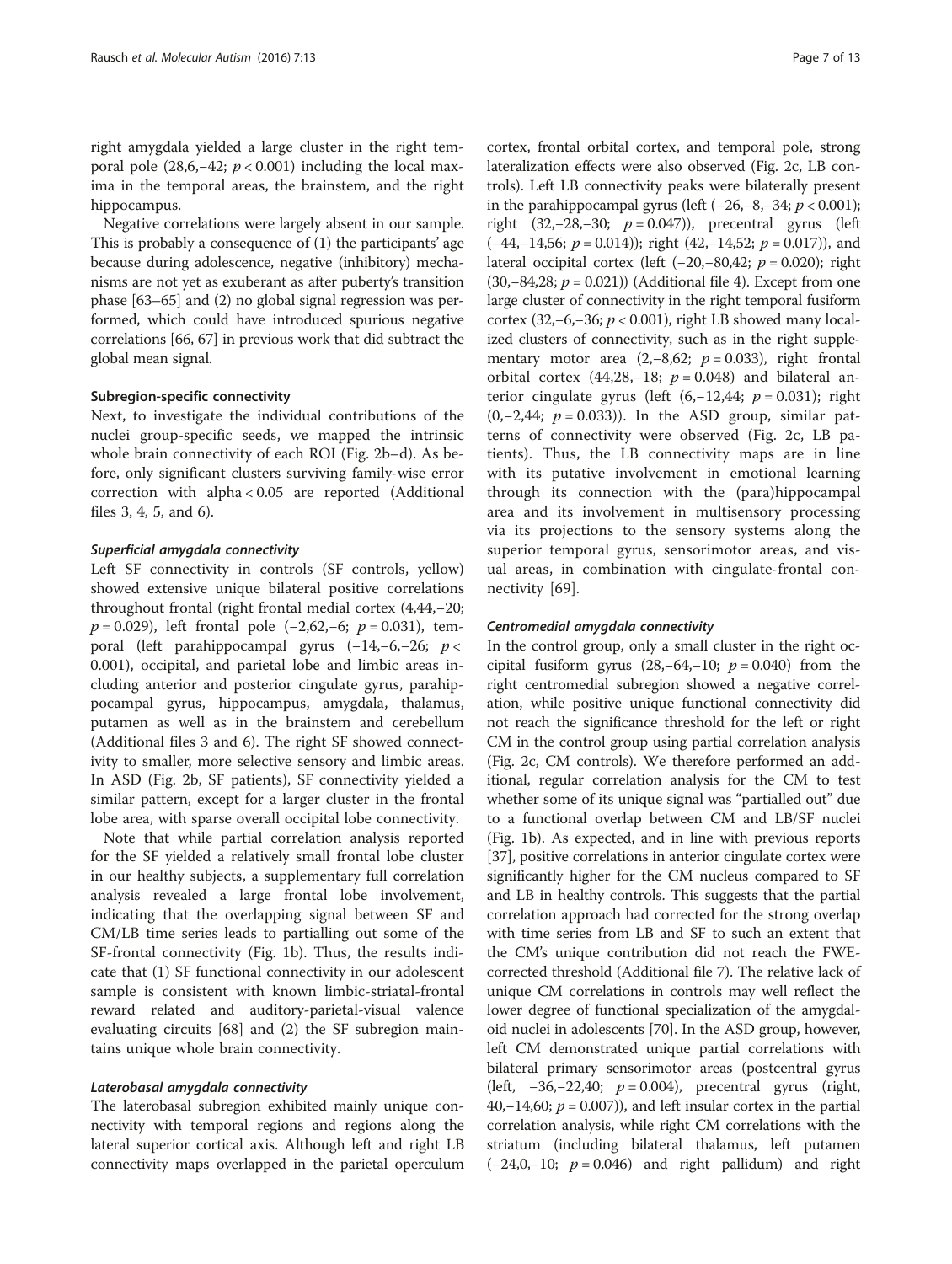right amygdala yielded a large cluster in the right temporal pole (28,6,−42; $p < 0.001$) including the local maxima in the temporal areas, the brainstem, and the right hippocampus.

Negative correlations were largely absent in our sample. This is probably a consequence of (1) the participants' age because during adolescence, negative (inhibitory) mechanisms are not yet as exuberant as after puberty's transition phase [63–65] and (2) no global signal regression was performed, which could have introduced spurious negative correlations [66, 67] in previous work that did subtract the global mean signal.

#### Subregion-specific connectivity

Next, to investigate the individual contributions of the nuclei group-specific seeds, we mapped the intrinsic whole brain connectivity of each ROI (Fig. 2b–d). As before, only significant clusters surviving family-wise error correction with alpha < 0.05 are reported (Additional files 3, 4, 5, and 6).

##### *Superficial amygdala connectivity*

Left SF connectivity in controls (SF controls, yellow) showed extensive unique bilateral positive correlations throughout frontal (right frontal medial cortex (4,44,−20; $p = 0.029$), left frontal pole (−2,62,−6; $p = 0.031$), temporal (left parahippocampal gyrus (−14,−6,−26; $p < 0.001$), occipital, and parietal lobe and limbic areas including anterior and posterior cingulate gyrus, parahippocampal gyrus, hippocampus, amygdala, thalamus, putamen as well as in the brainstem and cerebellum (Additional files 3 and 6). The right SF showed connectivity to smaller, more selective sensory and limbic areas. In ASD (Fig. 2b, SF patients), SF connectivity yielded a similar pattern, except for a larger cluster in the frontal lobe area, with sparse overall occipital lobe connectivity.

Note that while partial correlation analysis reported for the SF yielded a relatively small frontal lobe cluster in our healthy subjects, a supplementary full correlation analysis revealed a large frontal lobe involvement, indicating that the overlapping signal between SF and CM/LB time series leads to partialling out some of the SF-frontal connectivity (Fig. 1b). Thus, the results indicate that (1) SF functional connectivity in our adolescent sample is consistent with known limbic-striatal-frontal reward related and auditory-parietal-visual valence evaluating circuits [68] and (2) the SF subregion maintains unique whole brain connectivity.

##### *Laterobasal amygdala connectivity*

The laterobasal subregion exhibited mainly unique connectivity with temporal regions and regions along the lateral superior cortical axis. Although left and right LB connectivity maps overlapped in the parietal operculum cortex, frontal orbital cortex, and temporal pole, strong lateralization effects were also observed (Fig. 2c, LB controls). Left LB connectivity peaks were bilaterally present in the parahippocampal gyrus (left (−26,−8,−34; $p < 0.001$); right (32,−28,−30; $p = 0.047$)), precentral gyrus (left (−44,−14,56; $p = 0.014$)); right (42,−14,52; $p = 0.017$)), and lateral occipital cortex (left (−20,−80,42; $p = 0.020$); right (30,−84,28; $p = 0.021$)) (Additional file 4). Except from one large cluster of connectivity in the right temporal fusiform cortex (32,−6,−36; $p < 0.001$), right LB showed many localized clusters of connectivity, such as in the right supplementary motor area (2,−8,62; $p = 0.033$), right frontal orbital cortex (44,28,−18; $p = 0.048$) and bilateral anterior cingulate gyrus (left (6,−12,44; $p = 0.031$); right (0,−2,44; $p = 0.033$)). In the ASD group, similar patterns of connectivity were observed (Fig. 2c, LB patients). Thus, the LB connectivity maps are in line with its putative involvement in emotional learning through its connection with the (para)hippocampal area and its involvement in multisensory processing via its projections to the sensory systems along the superior temporal gyrus, sensorimotor areas, and visual areas, in combination with cingulate-frontal connectivity [69].

##### *Centromedial amygdala connectivity*

In the control group, only a small cluster in the right occipital fusiform gyrus (28,−64,−10; $p = 0.040$) from the right centromedial subregion showed a negative correlation, while positive unique functional connectivity did not reach the significance threshold for the left or right CM in the control group using partial correlation analysis (Fig. 2c, CM controls). We therefore performed an additional, regular correlation analysis for the CM to test whether some of its unique signal was "partialled out" due to a functional overlap between CM and LB/SF nuclei (Fig. 1b). As expected, and in line with previous reports [37], positive correlations in anterior cingulate cortex were significantly higher for the CM nucleus compared to SF and LB in healthy controls. This suggests that the partial correlation approach had corrected for the strong overlap with time series from LB and SF to such an extent that the CM's unique contribution did not reach the FWE-corrected threshold (Additional file 7). The relative lack of unique CM correlations in controls may well reflect the lower degree of functional specialization of the amygdaloid nuclei in adolescents [70]. In the ASD group, however, left CM demonstrated unique partial correlations with bilateral primary sensorimotor areas (postcentral gyrus (left, −36,−22,40; $p = 0.004$), precentral gyrus (right, 40,−14,60; $p = 0.007$)), and left insular cortex in the partial correlation analysis, while right CM correlations with the striatum (including bilateral thalamus, left putamen (−24,0,−10; $p = 0.046$) and right pallidum) and right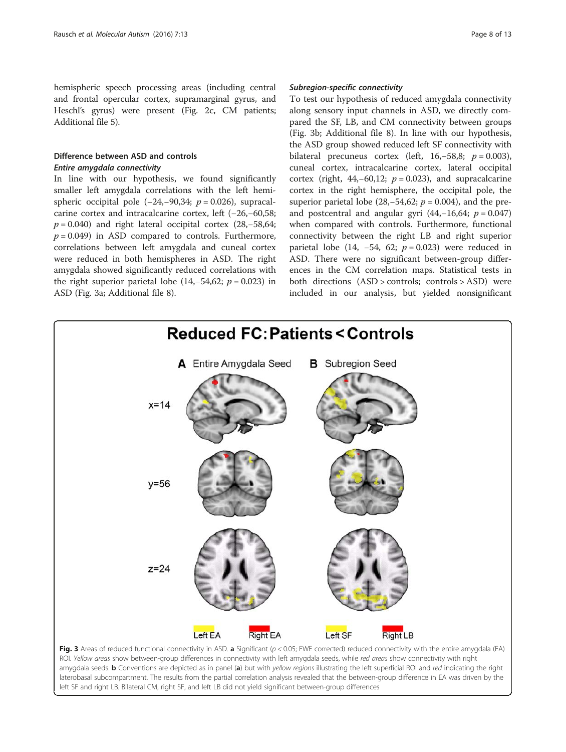hemispheric speech processing areas (including central and frontal opercular cortex, supramarginal gyrus, and Heschl's gyrus) were present (Fig. 2c, CM patients; Additional file 5).

## Difference between ASD and controls

### *Entire amygdala connectivity*

In line with our hypothesis, we found significantly smaller left amygdala correlations with the left hemispheric occipital pole (−24,−90,34; $p = 0.026$), supracalcarine cortex and intracalcarine cortex, left (−26,−60,58; $p = 0.040$) and right lateral occipital cortex (28,−58,64; $p = 0.049$) in ASD compared to controls. Furthermore, correlations between left amygdala and cuneal cortex were reduced in both hemispheres in ASD. The right amygdala showed significantly reduced correlations with the right superior parietal lobe (14,−54,62; $p = 0.023$) in ASD (Fig. 3a; Additional file 8).

### *Subregion-specific connectivity*

To test our hypothesis of reduced amygdala connectivity along sensory input channels in ASD, we directly compared the SF, LB, and CM connectivity between groups (Fig. 3b; Additional file 8). In line with our hypothesis, the ASD group showed reduced left SF connectivity with bilateral precuneus cortex (left, 16,−58,8; $p = 0.003$), cuneal cortex, intracalcarine cortex, lateral occipital cortex (right, 44,−60,12; $p = 0.023$), and supracalcarine cortex in the right hemisphere, the occipital pole, the superior parietal lobe (28,−54,62; $p = 0.004$), and the pre- and postcentral and angular gyri (44,−16,64; $p = 0.047$) when compared with controls. Furthermore, functional connectivity between the right LB and right superior parietal lobe (14, −54, 62; $p = 0.023$) were reduced in ASD. There were no significant between-group differences in the CM correlation maps. Statistical tests in both directions (ASD > controls; controls > ASD) were included in our analysis, but yielded nonsignificant

**Fig. 3** Areas of reduced functional connectivity in ASD. **a** Significant ($p < 0.05$; FWE corrected) reduced connectivity with the entire amygdala (EA) ROI. *Yellow areas* show between-group differences in connectivity with left amygdala seeds, while *red areas* show connectivity with right amygdala seeds. **b** Conventions are depicted as in panel (**a**) but with *yellow regions* illustrating the left superficial ROI and *red* indicating the right laterobasal subcompartment. The results from the partial correlation analysis revealed that the between-group difference in EA was driven by the left SF and right LB. Bilateral CM, right SF, and left LB did not yield significant between-group differences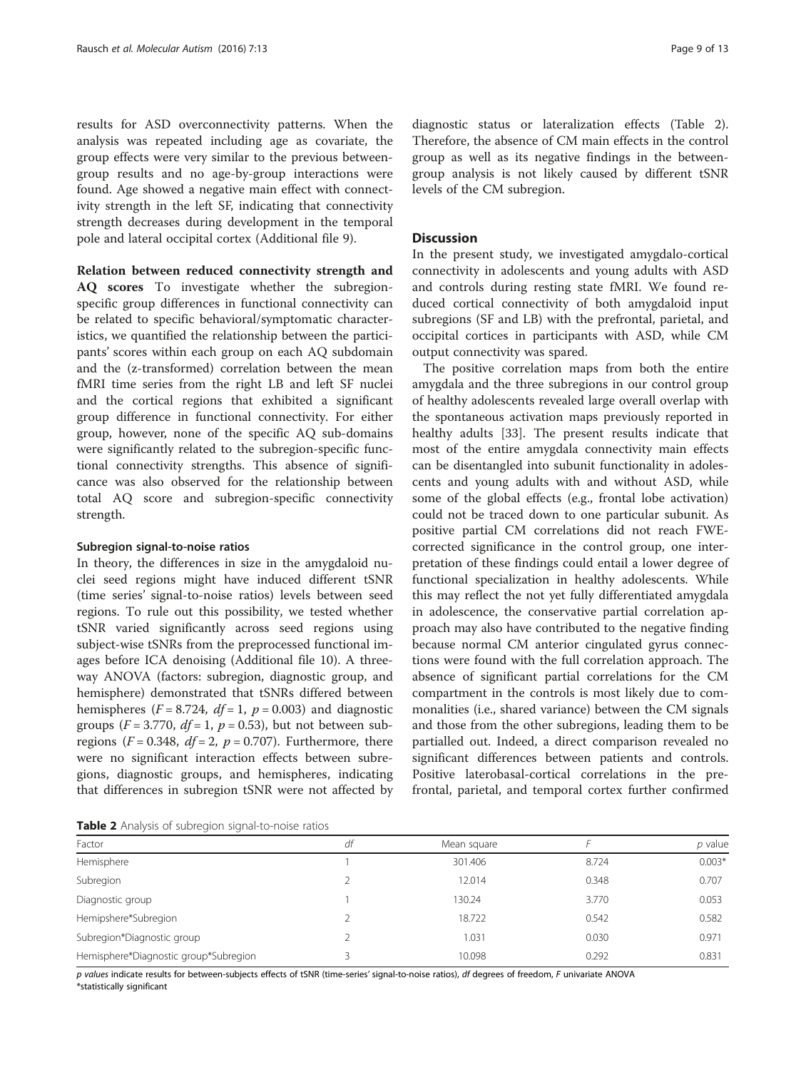results for ASD overconnectivity patterns. When the analysis was repeated including age as covariate, the group effects were very similar to the previous between-group results and no age-by-group interactions were found. Age showed a negative main effect with connectivity strength in the left SF, indicating that connectivity strength decreases during development in the temporal pole and lateral occipital cortex (Additional file 9).

**Relation between reduced connectivity strength and AQ scores** To investigate whether the subregion-specific group differences in functional connectivity can be related to specific behavioral/symptomatic characteristics, we quantified the relationship between the participants' scores within each group on each AQ subdomain and the (z-transformed) correlation between the mean fMRI time series from the right LB and left SF nuclei and the cortical regions that exhibited a significant group difference in functional connectivity. For either group, however, none of the specific AQ sub-domains were significantly related to the subregion-specific functional connectivity strengths. This absence of significance was also observed for the relationship between total AQ score and subregion-specific connectivity strength.

#### Subregion signal-to-noise ratios

In theory, the differences in size in the amygdaloid nuclei seed regions might have induced different tSNR (time series' signal-to-noise ratios) levels between seed regions. To rule out this possibility, we tested whether tSNR varied significantly across seed regions using subject-wise tSNRs from the preprocessed functional images before ICA denoising (Additional file 10). A three-way ANOVA (factors: subregion, diagnostic group, and hemisphere) demonstrated that tSNRs differed between hemispheres ($F = 8.724$, $df = 1$, $p = 0.003$) and diagnostic groups ($F = 3.770$, $df = 1$, $p = 0.53$), but not between subregions ($F = 0.348$, $df = 2$, $p = 0.707$). Furthermore, there were no significant interaction effects between subregions, diagnostic groups, and hemispheres, indicating that differences in subregion tSNR were not affected by diagnostic status or lateralization effects (Table 2). Therefore, the absence of CM main effects in the control group as well as its negative findings in the between-group analysis is not likely caused by different tSNR levels of the CM subregion.

## Discussion

In the present study, we investigated amygdalo-cortical connectivity in adolescents and young adults with ASD and controls during resting state fMRI. We found reduced cortical connectivity of both amygdaloid input subregions (SF and LB) with the prefrontal, parietal, and occipital cortices in participants with ASD, while CM output connectivity was spared.

The positive correlation maps from both the entire amygdala and the three subregions in our control group of healthy adolescents revealed large overall overlap with the spontaneous activation maps previously reported in healthy adults [33]. The present results indicate that most of the entire amygdala connectivity main effects can be disentangled into subunit functionality in adolescents and young adults with and without ASD, while some of the global effects (e.g., frontal lobe activation) could not be traced down to one particular subunit. As positive partial CM correlations did not reach FWE-corrected significance in the control group, one interpretation of these findings could entail a lower degree of functional specialization in healthy adolescents. While this may reflect the not yet fully differentiated amygdala in adolescence, the conservative partial correlation approach may also have contributed to the negative finding because normal CM anterior cingulated gyrus connections were found with the full correlation approach. The absence of significant partial correlations for the CM compartment in the controls is most likely due to commonalities (i.e., shared variance) between the CM signals and those from the other subregions, leading them to be partialled out. Indeed, a direct comparison revealed no significant differences between patients and controls. Positive laterobasal-cortical correlations in the prefrontal, parietal, and temporal cortex further confirmed

**Table 2** Analysis of subregion signal-to-noise ratios

| Factor | *df* | Mean square | *F* | *p* value |
|---|---|---|---|---|
| Hemisphere | 1 | 301.406 | 8.724 | 0.003* |
| Subregion | 2 | 12.014 | 0.348 | 0.707 |
| Diagnostic group | 1 | 130.24 | 3.770 | 0.053 |
| Hemipshere*Subregion | 2 | 18.722 | 0.542 | 0.582 |
| Subregion*Diagnostic group | 2 | 1.031 | 0.030 | 0.971 |
| Hemisphere*Diagnostic group*Subregion | 3 | 10.098 | 0.292 | 0.831 |

*p values* indicate results for between-subjects effects of tSNR (time-series' signal-to-noise ratios), *df* degrees of freedom, *F* univariate ANOVA
*statistically significant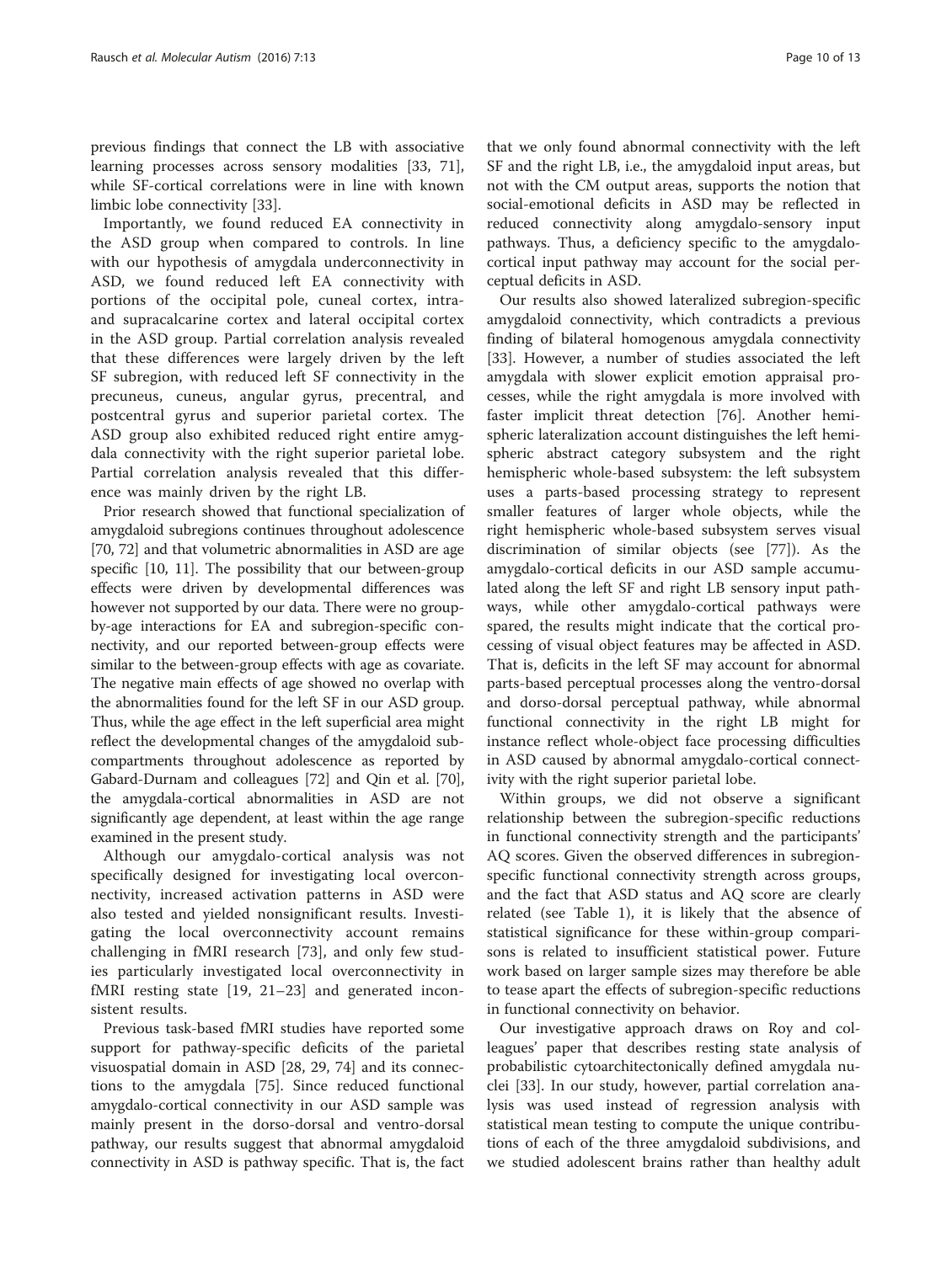previous findings that connect the LB with associative learning processes across sensory modalities [33, 71], while SF-cortical correlations were in line with known limbic lobe connectivity [33].

Importantly, we found reduced EA connectivity in the ASD group when compared to controls. In line with our hypothesis of amygdala underconnectivity in ASD, we found reduced left EA connectivity with portions of the occipital pole, cuneal cortex, intra- and supracalcarine cortex and lateral occipital cortex in the ASD group. Partial correlation analysis revealed that these differences were largely driven by the left SF subregion, with reduced left SF connectivity in the precuneus, cuneus, angular gyrus, precentral, and postcentral gyrus and superior parietal cortex. The ASD group also exhibited reduced right entire amygdala connectivity with the right superior parietal lobe. Partial correlation analysis revealed that this difference was mainly driven by the right LB.

Prior research showed that functional specialization of amygdaloid subregions continues throughout adolescence [70, 72] and that volumetric abnormalities in ASD are age specific [10, 11]. The possibility that our between-group effects were driven by developmental differences was however not supported by our data. There were no group-by-age interactions for EA and subregion-specific connectivity, and our reported between-group effects were similar to the between-group effects with age as covariate. The negative main effects of age showed no overlap with the abnormalities found for the left SF in our ASD group. Thus, while the age effect in the left superficial area might reflect the developmental changes of the amygdaloid subcompartments throughout adolescence as reported by Gabard-Durnam and colleagues [72] and Qin et al. [70], the amygdala-cortical abnormalities in ASD are not significantly age dependent, at least within the age range examined in the present study.

Although our amygdalo-cortical analysis was not specifically designed for investigating local overconnectivity, increased activation patterns in ASD were also tested and yielded nonsignificant results. Investigating the local overconnectivity account remains challenging in fMRI research [73], and only few studies particularly investigated local overconnectivity in fMRI resting state [19, 21–23] and generated inconsistent results.

Previous task-based fMRI studies have reported some support for pathway-specific deficits of the parietal visuospatial domain in ASD [28, 29, 74] and its connections to the amygdala [75]. Since reduced functional amygdalo-cortical connectivity in our ASD sample was mainly present in the dorso-dorsal and ventro-dorsal pathway, our results suggest that abnormal amygdaloid connectivity in ASD is pathway specific. That is, the fact that we only found abnormal connectivity with the left SF and the right LB, i.e., the amygdaloid input areas, but not with the CM output areas, supports the notion that social-emotional deficits in ASD may be reflected in reduced connectivity along amygdalo-sensory input pathways. Thus, a deficiency specific to the amygdalo-cortical input pathway may account for the social perceptual deficits in ASD.

Our results also showed lateralized subregion-specific amygdaloid connectivity, which contradicts a previous finding of bilateral homogenous amygdala connectivity [33]. However, a number of studies associated the left amygdala with slower explicit emotion appraisal processes, while the right amygdala is more involved with faster implicit threat detection [76]. Another hemispheric lateralization account distinguishes the left hemispheric abstract category subsystem and the right hemispheric whole-based subsystem: the left subsystem uses a parts-based processing strategy to represent smaller features of larger whole objects, while the right hemispheric whole-based subsystem serves visual discrimination of similar objects (see [77]). As the amygdalo-cortical deficits in our ASD sample accumulated along the left SF and right LB sensory input pathways, while other amygdalo-cortical pathways were spared, the results might indicate that the cortical processing of visual object features may be affected in ASD. That is, deficits in the left SF may account for abnormal parts-based perceptual processes along the ventro-dorsal and dorso-dorsal perceptual pathway, while abnormal functional connectivity in the right LB might for instance reflect whole-object face processing difficulties in ASD caused by abnormal amygdalo-cortical connectivity with the right superior parietal lobe.

Within groups, we did not observe a significant relationship between the subregion-specific reductions in functional connectivity strength and the participants' AQ scores. Given the observed differences in subregion-specific functional connectivity strength across groups, and the fact that ASD status and AQ score are clearly related (see Table 1), it is likely that the absence of statistical significance for these within-group comparisons is related to insufficient statistical power. Future work based on larger sample sizes may therefore be able to tease apart the effects of subregion-specific reductions in functional connectivity on behavior.

Our investigative approach draws on Roy and colleagues' paper that describes resting state analysis of probabilistic cytoarchitectonically defined amygdala nuclei [33]. In our study, however, partial correlation analysis was used instead of regression analysis with statistical mean testing to compute the unique contributions of each of the three amygdaloid subdivisions, and we studied adolescent brains rather than healthy adult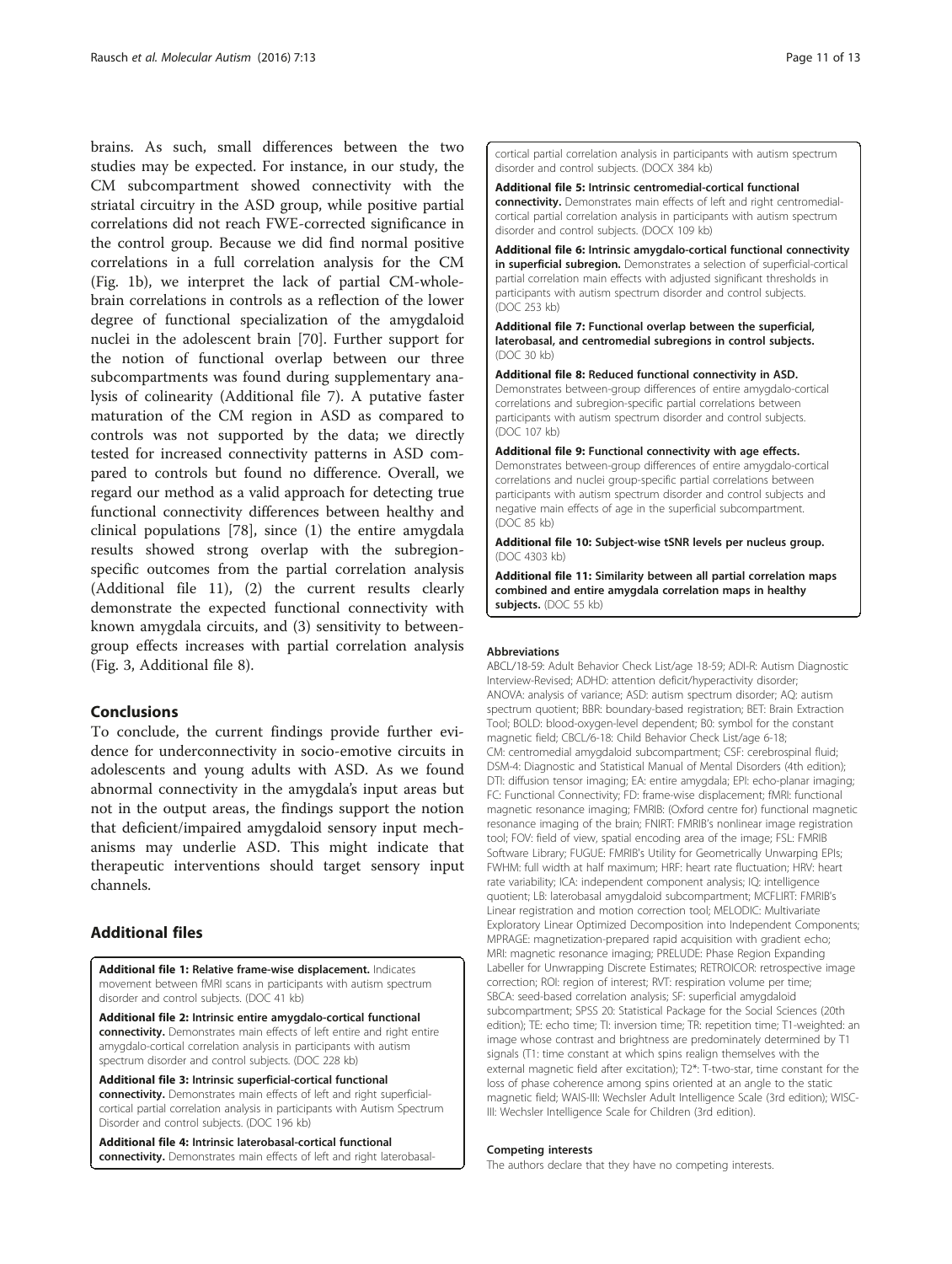brains. As such, small differences between the two studies may be expected. For instance, in our study, the CM subcompartment showed connectivity with the striatal circuitry in the ASD group, while positive partial correlations did not reach FWE-corrected significance in the control group. Because we did find normal positive correlations in a full correlation analysis for the CM (Fig. 1b), we interpret the lack of partial CM-whole-brain correlations in controls as a reflection of the lower degree of functional specialization of the amygdaloid nuclei in the adolescent brain [70]. Further support for the notion of functional overlap between our three subcompartments was found during supplementary analysis of colinearity (Additional file 7). A putative faster maturation of the CM region in ASD as compared to controls was not supported by the data; we directly tested for increased connectivity patterns in ASD compared to controls but found no difference. Overall, we regard our method as a valid approach for detecting true functional connectivity differences between healthy and clinical populations [78], since (1) the entire amygdala results showed strong overlap with the subregion-specific outcomes from the partial correlation analysis (Additional file 11), (2) the current results clearly demonstrate the expected functional connectivity with known amygdala circuits, and (3) sensitivity to between-group effects increases with partial correlation analysis (Fig. 3, Additional file 8).

## Conclusions

To conclude, the current findings provide further evidence for underconnectivity in socio-emotive circuits in adolescents and young adults with ASD. As we found abnormal connectivity in the amygdala's input areas but not in the output areas, the findings support the notion that deficient/impaired amygdaloid sensory input mechanisms may underlie ASD. This might indicate that therapeutic interventions should target sensory input channels.

## Additional files

**Additional file 1: Relative frame-wise displacement.** Indicates movement between fMRI scans in participants with autism spectrum disorder and control subjects. (DOC 41 kb)

**Additional file 2: Intrinsic entire amygdalo-cortical functional connectivity.** Demonstrates main effects of left entire and right entire amygdalo-cortical correlation analysis in participants with autism spectrum disorder and control subjects. (DOC 228 kb)

**Additional file 3: Intrinsic superficial-cortical functional connectivity.** Demonstrates main effects of left and right superficial-cortical partial correlation analysis in participants with Autism Spectrum Disorder and control subjects. (DOC 196 kb)

**Additional file 4: Intrinsic laterobasal-cortical functional connectivity.** Demonstrates main effects of left and right laterobasal-cortical partial correlation analysis in participants with autism spectrum disorder and control subjects. (DOCX 384 kb)

**Additional file 5: Intrinsic centromedial-cortical functional connectivity.** Demonstrates main effects of left and right centromedial-cortical partial correlation analysis in participants with autism spectrum disorder and control subjects. (DOCX 109 kb)

**Additional file 6: Intrinsic amygdalo-cortical functional connectivity in superficial subregion.** Demonstrates a selection of superficial-cortical partial correlation main effects with adjusted significant thresholds in participants with autism spectrum disorder and control subjects. (DOC 253 kb)

**Additional file 7: Functional overlap between the superficial, laterobasal, and centromedial subregions in control subjects.** (DOC 30 kb)

**Additional file 8: Reduced functional connectivity in ASD.** Demonstrates between-group differences of entire amygdalo-cortical correlations and subregion-specific partial correlations between participants with autism spectrum disorder and control subjects. (DOC 107 kb)

**Additional file 9: Functional connectivity with age effects.** Demonstrates between-group differences of entire amygdalo-cortical correlations and nuclei group-specific partial correlations between participants with autism spectrum disorder and control subjects and negative main effects of age in the superficial subcompartment. (DOC 85 kb)

**Additional file 10: Subject-wise tSNR levels per nucleus group.** (DOC 4303 kb)

**Additional file 11: Similarity between all partial correlation maps combined and entire amygdala correlation maps in healthy subjects.** (DOC 55 kb)

#### Abbreviations

ABCL/18-59: Adult Behavior Check List/age 18-59; ADI-R: Autism Diagnostic Interview-Revised; ADHD: attention deficit/hyperactivity disorder; ANOVA: analysis of variance; ASD: autism spectrum disorder; AQ: autism spectrum quotient; BBR: boundary-based registration; BET: Brain Extraction Tool; BOLD: blood-oxygen-level dependent; B0: symbol for the constant magnetic field; CBCL/6-18: Child Behavior Check List/age 6-18; CM: centromedial amygdaloid subcompartment; CSF: cerebrospinal fluid; DSM-4: Diagnostic and Statistical Manual of Mental Disorders (4th edition); DTI: diffusion tensor imaging; EA: entire amygdala; EPI: echo-planar imaging; FC: Functional Connectivity; FD: frame-wise displacement; fMRI: functional magnetic resonance imaging; FMRIB: (Oxford centre for) functional magnetic resonance imaging of the brain; FNIRT: FMRIB's nonlinear image registration tool; FOV: field of view, spatial encoding area of the image; FSL: FMRIB Software Library; FUGUE: FMRIB's Utility for Geometrically Unwarping EPIs; FWHM: full width at half maximum; HRF: heart rate fluctuation; HRV: heart rate variability; ICA: independent component analysis; IQ: intelligence quotient; LB: laterobasal amygdaloid subcompartment; MCFLIRT: FMRIB's Linear registration and motion correction tool; MELODIC: Multivariate Exploratory Linear Optimized Decomposition into Independent Components; MPRAGE: magnetization-prepared rapid acquisition with gradient echo; MRI: magnetic resonance imaging; PRELUDE: Phase Region Expanding Labeller for Unwrapping Discrete Estimates; RETROICOR: retrospective image correction; ROI: region of interest; RVT: respiration volume per time; SBCA: seed-based correlation analysis; SF: superficial amygdaloid subcompartment; SPSS 20: Statistical Package for the Social Sciences (20th edition); TE: echo time; TI: inversion time; TR: repetition time; T1-weighted: an image whose contrast and brightness are predominately determined by T1 signals (T1: time constant at which spins realign themselves with the external magnetic field after excitation); T2*: T-two-star, time constant for the loss of phase coherence among spins oriented at an angle to the static magnetic field; WAIS-III: Wechsler Adult Intelligence Scale (3rd edition); WISC-III: Wechsler Intelligence Scale for Children (3rd edition).

#### Competing interests

The authors declare that they have no competing interests.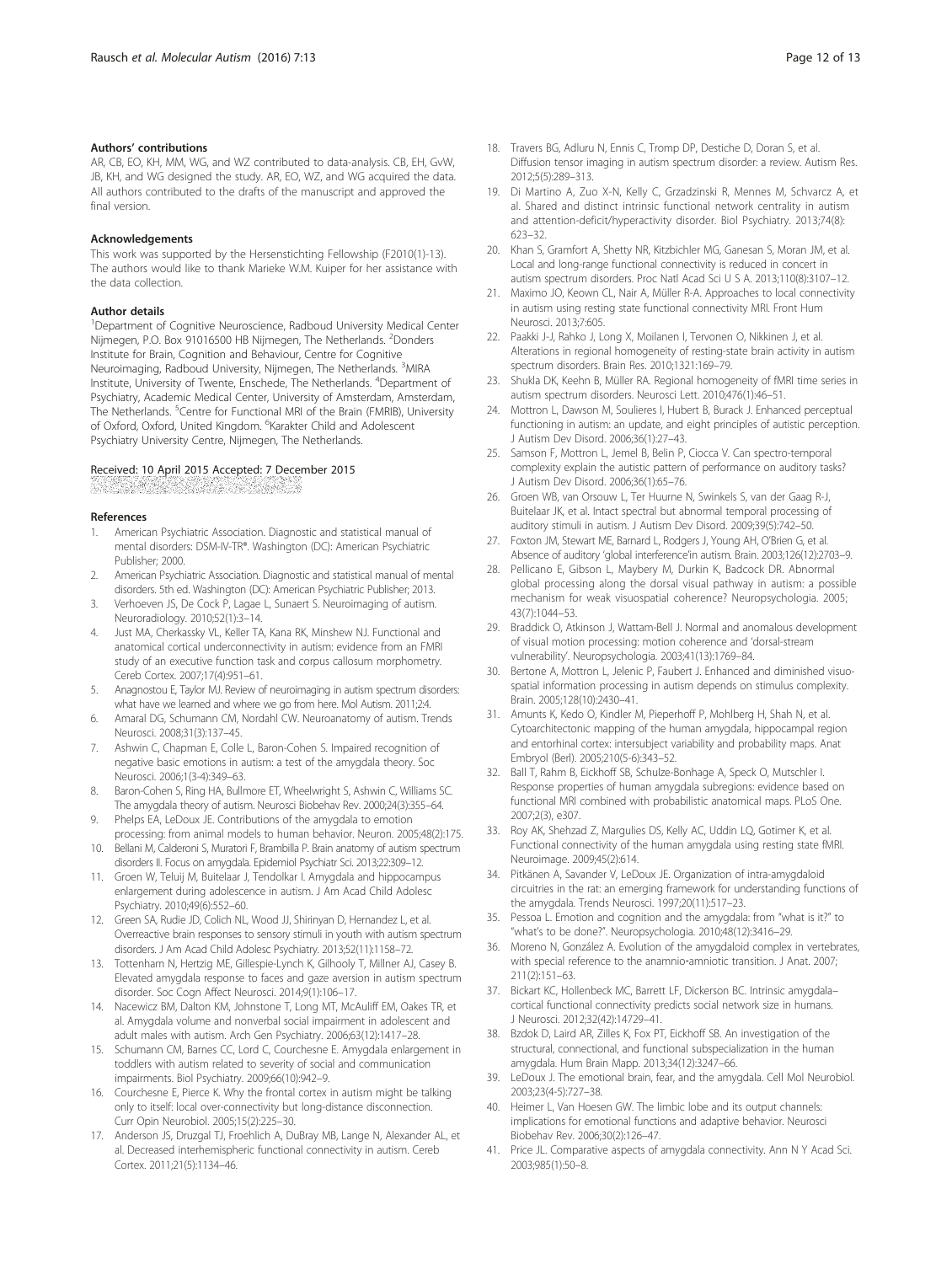### Authors' contributions

AR, CB, EO, KH, MM, WG, and WZ contributed to data-analysis. CB, EH, GvW, JB, KH, and WG designed the study. AR, EO, WZ, and WG acquired the data. All authors contributed to the drafts of the manuscript and approved the final version.

### Acknowledgements

This work was supported by the Hersenstichting Fellowship (F2010(1)-13). The authors would like to thank Marieke W.M. Kuiper for her assistance with the data collection.

### Author details

[1]Department of Cognitive Neuroscience, Radboud University Medical Center Nijmegen, P.O. Box 91016500 HB Nijmegen, The Netherlands. [2]Donders Institute for Brain, Cognition and Behaviour, Centre for Cognitive Neuroimaging, Radboud University, Nijmegen, The Netherlands. [3]MIRA Institute, University of Twente, Enschede, The Netherlands. [4]Department of Psychiatry, Academic Medical Center, University of Amsterdam, Amsterdam, The Netherlands. [5]Centre for Functional MRI of the Brain (FMRIB), University of Oxford, Oxford, United Kingdom. [6]Karakter Child and Adolescent Psychiatry University Centre, Nijmegen, The Netherlands.

Received: 10 April 2015 Accepted: 7 December 2015

### References

1. American Psychiatric Association. Diagnostic and statistical manual of mental disorders: DSM-IV-TR®. Washington (DC): American Psychiatric Publisher; 2000.
2. American Psychiatric Association. Diagnostic and statistical manual of mental disorders. 5th ed. Washington (DC): American Psychiatric Publisher; 2013.
3. Verhoeven JS, De Cock P, Lagae L, Sunaert S. Neuroimaging of autism. Neuroradiology. 2010;52(1):3–14.
4. Just MA, Cherkassky VL, Keller TA, Kana RK, Minshew NJ. Functional and anatomical cortical underconnectivity in autism: evidence from an FMRI study of an executive function task and corpus callosum morphometry. Cereb Cortex. 2007;17(4):951–61.
5. Anagnostou E, Taylor MJ. Review of neuroimaging in autism spectrum disorders: what have we learned and where we go from here. Mol Autism. 2011;2:4.
6. Amaral DG, Schumann CM, Nordahl CW. Neuroanatomy of autism. Trends Neurosci. 2008;31(3):137–45.
7. Ashwin C, Chapman E, Colle L, Baron-Cohen S. Impaired recognition of negative basic emotions in autism: a test of the amygdala theory. Soc Neurosci. 2006;1(3-4):349–63.
8. Baron-Cohen S, Ring HA, Bullmore ET, Wheelwright S, Ashwin C, Williams SC. The amygdala theory of autism. Neurosci Biobehav Rev. 2000;24(3):355–64.
9. Phelps EA, LeDoux JE. Contributions of the amygdala to emotion processing: from animal models to human behavior. Neuron. 2005;48(2):175.
10. Bellani M, Calderoni S, Muratori F, Brambilla P. Brain anatomy of autism spectrum disorders II. Focus on amygdala. Epidemiol Psychiatr Sci. 2013;22:309–12.
11. Groen W, Teluij M, Buitelaar J, Tendolkar I. Amygdala and hippocampus enlargement during adolescence in autism. J Am Acad Child Adolesc Psychiatry. 2010;49(6):552–60.
12. Green SA, Rudie JD, Colich NL, Wood JJ, Shirinyan D, Hernandez L, et al. Overreactive brain responses to sensory stimuli in youth with autism spectrum disorders. J Am Acad Child Adolesc Psychiatry. 2013;52(11):1158–72.
13. Tottenham N, Hertzig ME, Gillespie-Lynch K, Gilhooly T, Millner AJ, Casey B. Elevated amygdala response to faces and gaze aversion in autism spectrum disorder. Soc Cogn Affect Neurosci. 2014;9(1):106–17.
14. Nacewicz BM, Dalton KM, Johnstone T, Long MT, McAuliff EM, Oakes TR, et al. Amygdala volume and nonverbal social impairment in adolescent and adult males with autism. Arch Gen Psychiatry. 2006;63(12):1417–28.
15. Schumann CM, Barnes CC, Lord C, Courchesne E. Amygdala enlargement in toddlers with autism related to severity of social and communication impairments. Biol Psychiatry. 2009;66(10):942–9.
16. Courchesne E, Pierce K. Why the frontal cortex in autism might be talking only to itself: local over-connectivity but long-distance disconnection. Curr Opin Neurobiol. 2005;15(2):225–30.
17. Anderson JS, Druzgal TJ, Froehlich A, DuBray MB, Lange N, Alexander AL, et al. Decreased interhemispheric functional connectivity in autism. Cereb Cortex. 2011;21(5):1134–46.
18. Travers BG, Adluru N, Ennis C, Tromp DP, Destiche D, Doran S, et al. Diffusion tensor imaging in autism spectrum disorder: a review. Autism Res. 2012;5(5):289–313.
19. Di Martino A, Zuo X-N, Kelly C, Grzadzinski R, Mennes M, Schvarcz A, et al. Shared and distinct intrinsic functional network centrality in autism and attention-deficit/hyperactivity disorder. Biol Psychiatry. 2013;74(8):623–32.
20. Khan S, Gramfort A, Shetty NR, Kitzbichler MG, Ganesan S, Moran JM, et al. Local and long-range functional connectivity is reduced in concert in autism spectrum disorders. Proc Natl Acad Sci U S A. 2013;110(8):3107–12.
21. Maximo JO, Keown CL, Nair A, Müller R-A. Approaches to local connectivity in autism using resting state functional connectivity MRI. Front Hum Neurosci. 2013;7:605.
22. Paakki J-J, Rahko J, Long X, Moilanen I, Tervonen O, Nikkinen J, et al. Alterations in regional homogeneity of resting-state brain activity in autism spectrum disorders. Brain Res. 2010;1321:169–79.
23. Shukla DK, Keehn B, Müller RA. Regional homogeneity of fMRI time series in autism spectrum disorders. Neurosci Lett. 2010;476(1):46–51.
24. Mottron L, Dawson M, Soulieres I, Hubert B, Burack J. Enhanced perceptual functioning in autism: an update, and eight principles of autistic perception. J Autism Dev Disord. 2006;36(1):27–43.
25. Samson F, Mottron L, Jemel B, Belin P, Ciocca V. Can spectro-temporal complexity explain the autistic pattern of performance on auditory tasks? J Autism Dev Disord. 2006;36(1):65–76.
26. Groen WB, van Orsouw L, Ter Huurne N, Swinkels S, van der Gaag R-J, Buitelaar JK, et al. Intact spectral but abnormal temporal processing of auditory stimuli in autism. J Autism Dev Disord. 2009;39(5):742–50.
27. Foxton JM, Stewart ME, Barnard L, Rodgers J, Young AH, O'Brien G, et al. Absence of auditory 'global interference'in autism. Brain. 2003;126(12):2703–9.
28. Pellicano E, Gibson L, Maybery M, Durkin K, Badcock DR. Abnormal global processing along the dorsal visual pathway in autism: a possible mechanism for weak visuospatial coherence? Neuropsychologia. 2005;43(7):1044–53.
29. Braddick O, Atkinson J, Wattam-Bell J. Normal and anomalous development of visual motion processing: motion coherence and 'dorsal-stream vulnerability'. Neuropsychologia. 2003;41(13):1769–84.
30. Bertone A, Mottron L, Jelenic P, Faubert J. Enhanced and diminished visuo-spatial information processing in autism depends on stimulus complexity. Brain. 2005;128(10):2430–41.
31. Amunts K, Kedo O, Kindler M, Pieperhoff P, Mohlberg H, Shah N, et al. Cytoarchitectonic mapping of the human amygdala, hippocampal region and entorhinal cortex: intersubject variability and probability maps. Anat Embryol (Berl). 2005;210(5-6):343–52.
32. Ball T, Rahm B, Eickhoff SB, Schulze-Bonhage A, Speck O, Mutschler I. Response properties of human amygdala subregions: evidence based on functional MRI combined with probabilistic anatomical maps. PLoS One. 2007;2(3), e307.
33. Roy AK, Shehzad Z, Margulies DS, Kelly AC, Uddin LQ, Gotimer K, et al. Functional connectivity of the human amygdala using resting state fMRI. Neuroimage. 2009;45(2):614.
34. Pitkänen A, Savander V, LeDoux JE. Organization of intra-amygdaloid circuitries in the rat: an emerging framework for understanding functions of the amygdala. Trends Neurosci. 1997;20(11):517–23.
35. Pessoa L. Emotion and cognition and the amygdala: from "what is it?" to "what's to be done?". Neuropsychologia. 2010;48(12):3416–29.
36. Moreno N, González A. Evolution of the amygdaloid complex in vertebrates, with special reference to the anamnio-amniotic transition. J Anat. 2007;211(2):151–63.
37. Bickart KC, Hollenbeck MC, Barrett LF, Dickerson BC. Intrinsic amygdala–cortical functional connectivity predicts social network size in humans. J Neurosci. 2012;32(42):14729–41.
38. Bzdok D, Laird AR, Zilles K, Fox PT, Eickhoff SB. An investigation of the structural, connectional, and functional subspecialization in the human amygdala. Hum Brain Mapp. 2013;34(12):3247–66.
39. LeDoux J. The emotional brain, fear, and the amygdala. Cell Mol Neurobiol. 2003;23(4-5):727–38.
40. Heimer L, Van Hoesen GW. The limbic lobe and its output channels: implications for emotional functions and adaptive behavior. Neurosci Biobehav Rev. 2006;30(2):126–47.
41. Price JL. Comparative aspects of amygdala connectivity. Ann N Y Acad Sci. 2003;985(1):50–8.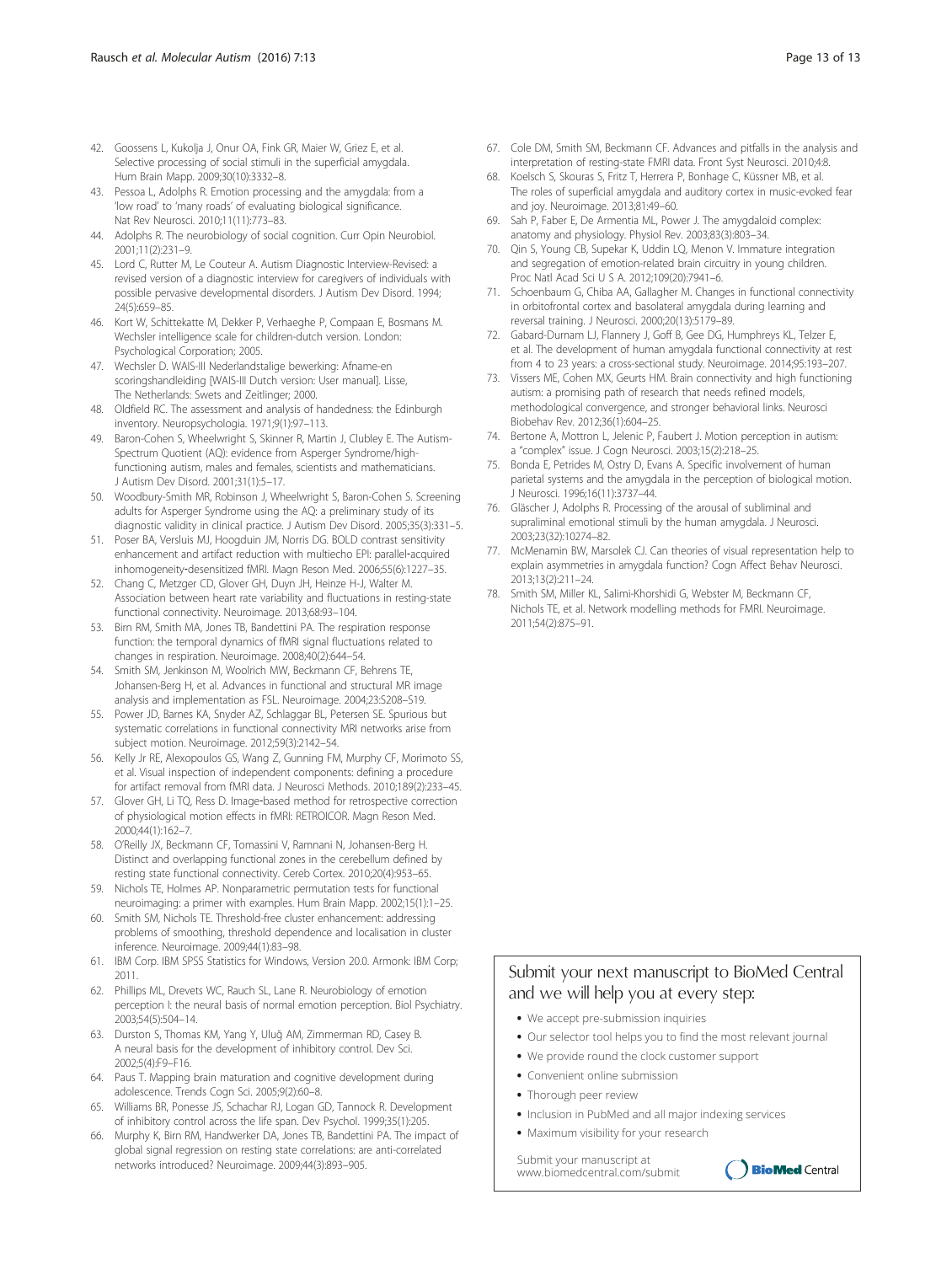42. Goossens L, Kukolja J, Onur OA, Fink GR, Maier W, Griez E, et al. Selective processing of social stimuli in the superficial amygdala. Hum Brain Mapp. 2009;30(10):3332–8.
43. Pessoa L, Adolphs R. Emotion processing and the amygdala: from a 'low road' to 'many roads' of evaluating biological significance. Nat Rev Neurosci. 2010;11(11):773–83.
44. Adolphs R. The neurobiology of social cognition. Curr Opin Neurobiol. 2001;11(2):231–9.
45. Lord C, Rutter M, Le Couteur A. Autism Diagnostic Interview-Revised: a revised version of a diagnostic interview for caregivers of individuals with possible pervasive developmental disorders. J Autism Dev Disord. 1994; 24(5):659–85.
46. Kort W, Schittekatte M, Dekker P, Verhaeghe P, Compaan E, Bosmans M. Wechsler intelligence scale for children-dutch version. London: Psychological Corporation; 2005.
47. Wechsler D. WAIS-III Nederlandstalige bewerking: Afname-en scoringshandleiding [WAIS-III Dutch version: User manual]. Lisse, The Netherlands: Swets and Zeitlinger; 2000.
48. Oldfield RC. The assessment and analysis of handedness: the Edinburgh inventory. Neuropsychologia. 1971;9(1):97–113.
49. Baron-Cohen S, Wheelwright S, Skinner R, Martin J, Clubley E. The Autism-Spectrum Quotient (AQ): evidence from Asperger Syndrome/high-functioning autism, males and females, scientists and mathematicians. J Autism Dev Disord. 2001;31(1):5–17.
50. Woodbury-Smith MR, Robinson J, Wheelwright S, Baron-Cohen S. Screening adults for Asperger Syndrome using the AQ: a preliminary study of its diagnostic validity in clinical practice. J Autism Dev Disord. 2005;35(3):331–5.
51. Poser BA, Versluis MJ, Hoogduin JM, Norris DG. BOLD contrast sensitivity enhancement and artifact reduction with multiecho EPI: parallel-acquired inhomogeneity-desensitized fMRI. Magn Reson Med. 2006;55(6):1227–35.
52. Chang C, Metzger CD, Glover GH, Duyn JH, Heinze H-J, Walter M. Association between heart rate variability and fluctuations in resting-state functional connectivity. Neuroimage. 2013;68:93–104.
53. Birn RM, Smith MA, Jones TB, Bandettini PA. The respiration response function: the temporal dynamics of fMRI signal fluctuations related to changes in respiration. Neuroimage. 2008;40(2):644–54.
54. Smith SM, Jenkinson M, Woolrich MW, Beckmann CF, Behrens TE, Johansen-Berg H, et al. Advances in functional and structural MR image analysis and implementation as FSL. Neuroimage. 2004;23:S208–S19.
55. Power JD, Barnes KA, Snyder AZ, Schlaggar BL, Petersen SE. Spurious but systematic correlations in functional connectivity MRI networks arise from subject motion. Neuroimage. 2012;59(3):2142–54.
56. Kelly Jr RE, Alexopoulos GS, Wang Z, Gunning FM, Murphy CF, Morimoto SS, et al. Visual inspection of independent components: defining a procedure for artifact removal from fMRI data. J Neurosci Methods. 2010;189(2):233–45.
57. Glover GH, Li TQ, Ress D. Image-based method for retrospective correction of physiological motion effects in fMRI: RETROICOR. Magn Reson Med. 2000;44(1):162–7.
58. O'Reilly JX, Beckmann CF, Tomassini V, Ramnani N, Johansen-Berg H. Distinct and overlapping functional zones in the cerebellum defined by resting state functional connectivity. Cereb Cortex. 2010;20(4):953–65.
59. Nichols TE, Holmes AP. Nonparametric permutation tests for functional neuroimaging: a primer with examples. Hum Brain Mapp. 2002;15(1):1–25.
60. Smith SM, Nichols TE. Threshold-free cluster enhancement: addressing problems of smoothing, threshold dependence and localisation in cluster inference. Neuroimage. 2009;44(1):83–98.
61. IBM Corp. IBM SPSS Statistics for Windows, Version 20.0. Armonk: IBM Corp; 2011.
62. Phillips ML, Drevets WC, Rauch SL, Lane R. Neurobiology of emotion perception I: the neural basis of normal emotion perception. Biol Psychiatry. 2003;54(5):504–14.
63. Durston S, Thomas KM, Yang Y, Uluğ AM, Zimmerman RD, Casey B. A neural basis for the development of inhibitory control. Dev Sci. 2002;5(4):F9–F16.
64. Paus T. Mapping brain maturation and cognitive development during adolescence. Trends Cogn Sci. 2005;9(2):60–8.
65. Williams BR, Ponesse JS, Schachar RJ, Logan GD, Tannock R. Development of inhibitory control across the life span. Dev Psychol. 1999;35(1):205.
66. Murphy K, Birn RM, Handwerker DA, Jones TB, Bandettini PA. The impact of global signal regression on resting state correlations: are anti-correlated networks introduced? Neuroimage. 2009;44(3):893–905.
67. Cole DM, Smith SM, Beckmann CF. Advances and pitfalls in the analysis and interpretation of resting-state FMRI data. Front Syst Neurosci. 2010;4:8.
68. Koelsch S, Skouras S, Fritz T, Herrera P, Bonhage C, Küssner MB, et al. The roles of superficial amygdala and auditory cortex in music-evoked fear and joy. Neuroimage. 2013;81:49–60.
69. Sah P, Faber E, De Armentia ML, Power J. The amygdaloid complex: anatomy and physiology. Physiol Rev. 2003;83(3):803–34.
70. Qin S, Young CB, Supekar K, Uddin LQ, Menon V. Immature integration and segregation of emotion-related brain circuitry in young children. Proc Natl Acad Sci U S A. 2012;109(20):7941–6.
71. Schoenbaum G, Chiba AA, Gallagher M. Changes in functional connectivity in orbitofrontal cortex and basolateral amygdala during learning and reversal training. J Neurosci. 2000;20(13):5179–89.
72. Gabard-Durnam LJ, Flannery J, Goff B, Gee DG, Humphreys KL, Telzer E, et al. The development of human amygdala functional connectivity at rest from 4 to 23 years: a cross-sectional study. Neuroimage. 2014;95:193–207.
73. Vissers ME, Cohen MX, Geurts HM. Brain connectivity and high functioning autism: a promising path of research that needs refined models, methodological convergence, and stronger behavioral links. Neurosci Biobehav Rev. 2012;36(1):604–25.
74. Bertone A, Mottron L, Jelenic P, Faubert J. Motion perception in autism: a "complex" issue. J Cogn Neurosci. 2003;15(2):218–25.
75. Bonda E, Petrides M, Ostry D, Evans A. Specific involvement of human parietal systems and the amygdala in the perception of biological motion. J Neurosci. 1996;16(11):3737–44.
76. Gläscher J, Adolphs R. Processing of the arousal of subliminal and supraliminal emotional stimuli by the human amygdala. J Neurosci. 2003;23(32):10274–82.
77. McMenamin BW, Marsolek CJ. Can theories of visual representation help to explain asymmetries in amygdala function? Cogn Affect Behav Neurosci. 2013;13(2):211–24.
78. Smith SM, Miller KL, Salimi-Khorshidi G, Webster M, Beckmann CF, Nichols TE, et al. Network modelling methods for FMRI. Neuroimage. 2011;54(2):875–91.

Submit your next manuscript to BioMed Central and we will help you at every step:

- We accept pre-submission inquiries
- Our selector tool helps you to find the most relevant journal
- We provide round the clock customer support
- Convenient online submission
- Thorough peer review
- Inclusion in PubMed and all major indexing services
- Maximum visibility for your research

Submit your manuscript at
www.biomedcentral.com/submit

BioMed Central